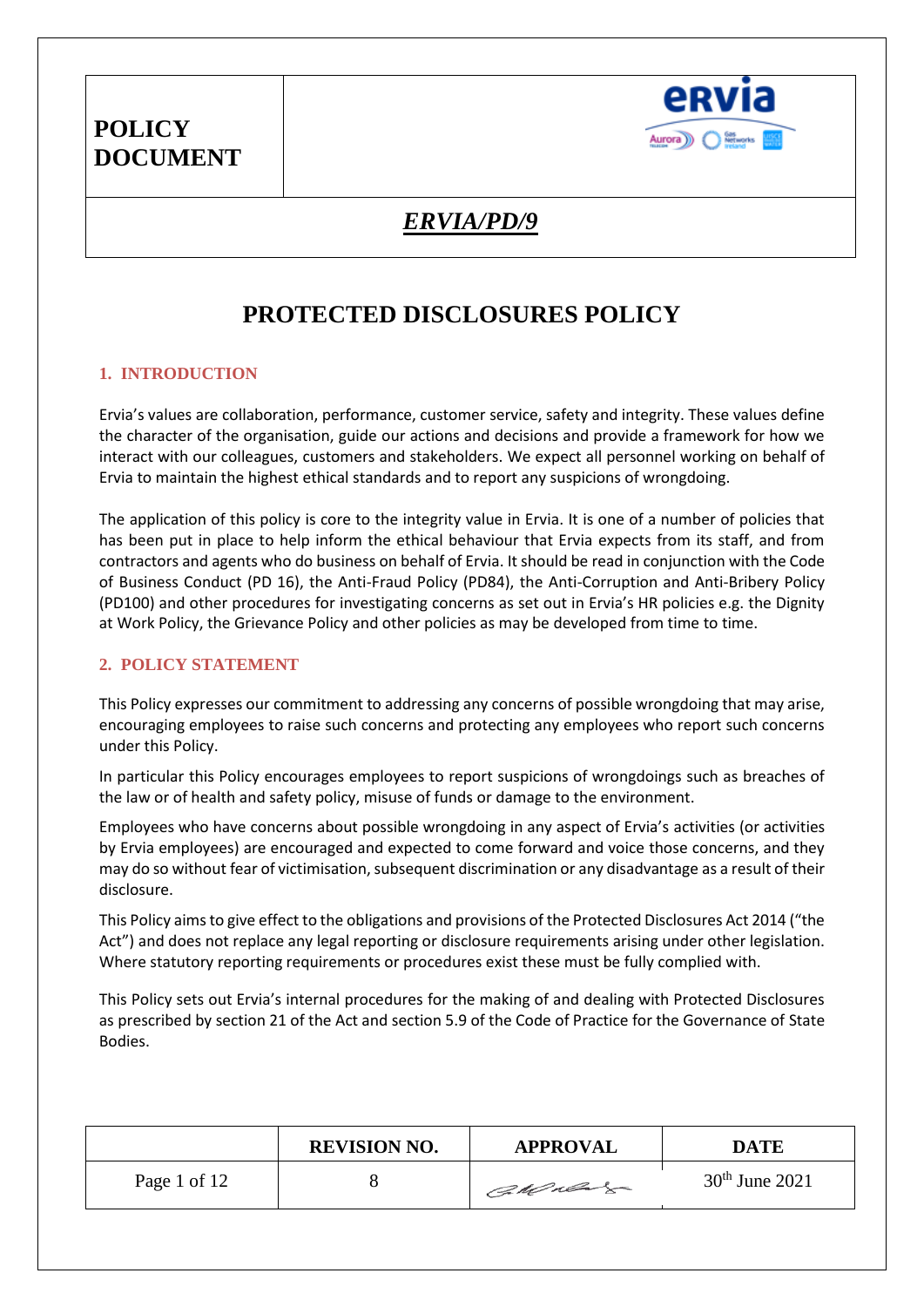| POLICY DOCUMENT | |
|---|---|
| *ERVIA/PD/9* | |

# PROTECTED DISCLOSURES POLICY

## 1. INTRODUCTION

Ervia's values are collaboration, performance, customer service, safety and integrity. These values define the character of the organisation, guide our actions and decisions and provide a framework for how we interact with our colleagues, customers and stakeholders. We expect all personnel working on behalf of Ervia to maintain the highest ethical standards and to report any suspicions of wrongdoing.

The application of this policy is core to the integrity value in Ervia. It is one of a number of policies that has been put in place to help inform the ethical behaviour that Ervia expects from its staff, and from contractors and agents who do business on behalf of Ervia. It should be read in conjunction with the Code of Business Conduct (PD 16), the Anti-Fraud Policy (PD84), the Anti-Corruption and Anti-Bribery Policy (PD100) and other procedures for investigating concerns as set out in Ervia's HR policies e.g. the Dignity at Work Policy, the Grievance Policy and other policies as may be developed from time to time.

## 2. POLICY STATEMENT

This Policy expresses our commitment to addressing any concerns of possible wrongdoing that may arise, encouraging employees to raise such concerns and protecting any employees who report such concerns under this Policy.

In particular this Policy encourages employees to report suspicions of wrongdoings such as breaches of the law or of health and safety policy, misuse of funds or damage to the environment.

Employees who have concerns about possible wrongdoing in any aspect of Ervia's activities (or activities by Ervia employees) are encouraged and expected to come forward and voice those concerns, and they may do so without fear of victimisation, subsequent discrimination or any disadvantage as a result of their disclosure.

This Policy aims to give effect to the obligations and provisions of the Protected Disclosures Act 2014 ("the Act") and does not replace any legal reporting or disclosure requirements arising under other legislation. Where statutory reporting requirements or procedures exist these must be fully complied with.

This Policy sets out Ervia's internal procedures for the making of and dealing with Protected Disclosures as prescribed by section 21 of the Act and section 5.9 of the Code of Practice for the Governance of State Bodies.

| | REVISION NO. | APPROVAL | DATE |
|---|---|---|---|
| Page 1 of 12 | 8 | | 30th June 2021 |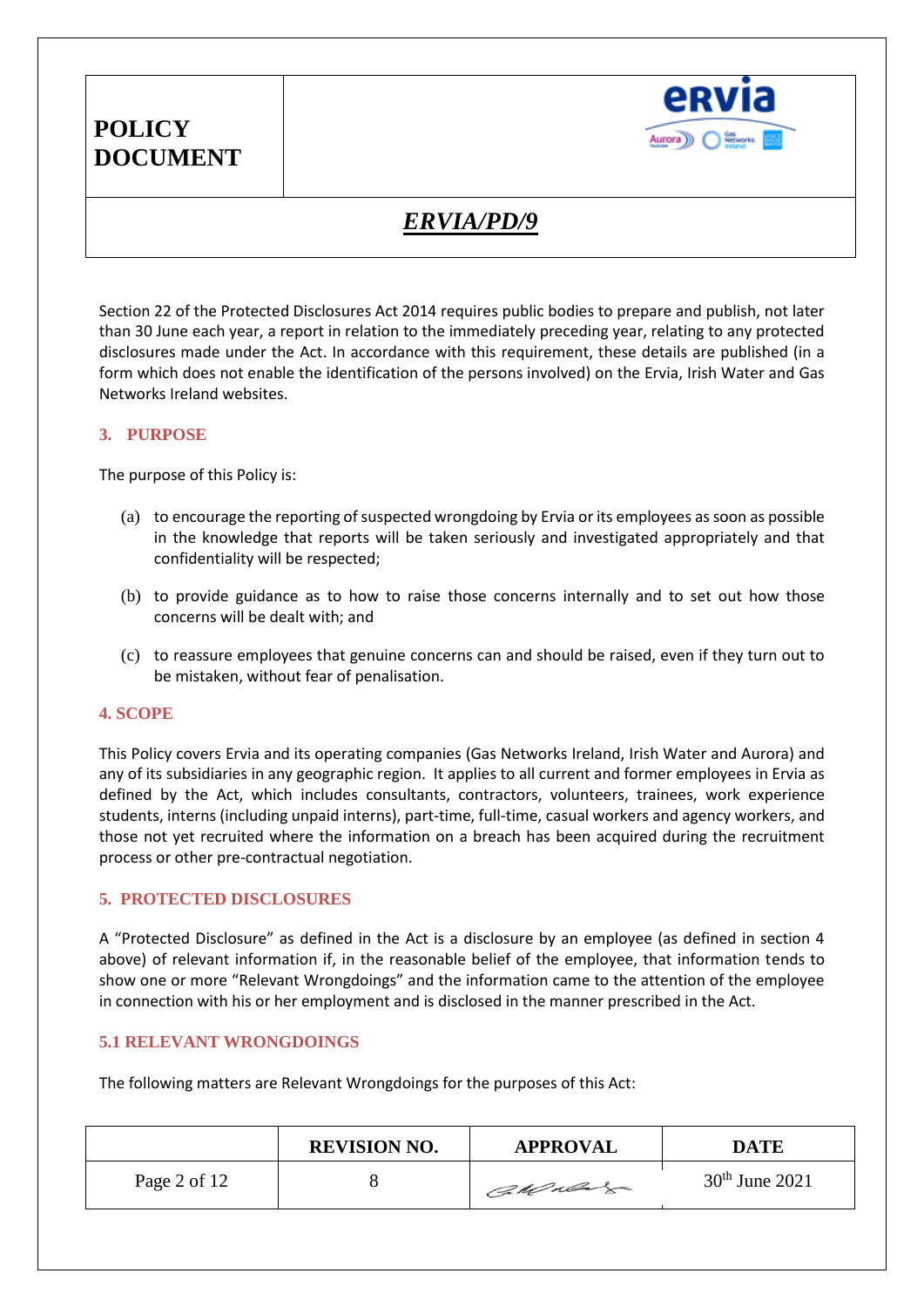Section 22 of the Protected Disclosures Act 2014 requires public bodies to prepare and publish, not later than 30 June each year, a report in relation to the immediately preceding year, relating to any protected disclosures made under the Act. In accordance with this requirement, these details are published (in a form which does not enable the identification of the persons involved) on the Ervia, Irish Water and Gas Networks Ireland websites.

## 3. PURPOSE

The purpose of this Policy is:

(a) to encourage the reporting of suspected wrongdoing by Ervia or its employees as soon as possible in the knowledge that reports will be taken seriously and investigated appropriately and that confidentiality will be respected;

(b) to provide guidance as to how to raise those concerns internally and to set out how those concerns will be dealt with; and

(c) to reassure employees that genuine concerns can and should be raised, even if they turn out to be mistaken, without fear of penalisation.

## 4. SCOPE

This Policy covers Ervia and its operating companies (Gas Networks Ireland, Irish Water and Aurora) and any of its subsidiaries in any geographic region. It applies to all current and former employees in Ervia as defined by the Act, which includes consultants, contractors, volunteers, trainees, work experience students, interns (including unpaid interns), part-time, full-time, casual workers and agency workers, and those not yet recruited where the information on a breach has been acquired during the recruitment process or other pre-contractual negotiation.

## 5. PROTECTED DISCLOSURES

A "Protected Disclosure" as defined in the Act is a disclosure by an employee (as defined in section 4 above) of relevant information if, in the reasonable belief of the employee, that information tends to show one or more "Relevant Wrongdoings" and the information came to the attention of the employee in connection with his or her employment and is disclosed in the manner prescribed in the Act.

### 5.1 RELEVANT WRONGDOINGS

The following matters are Relevant Wrongdoings for the purposes of this Act: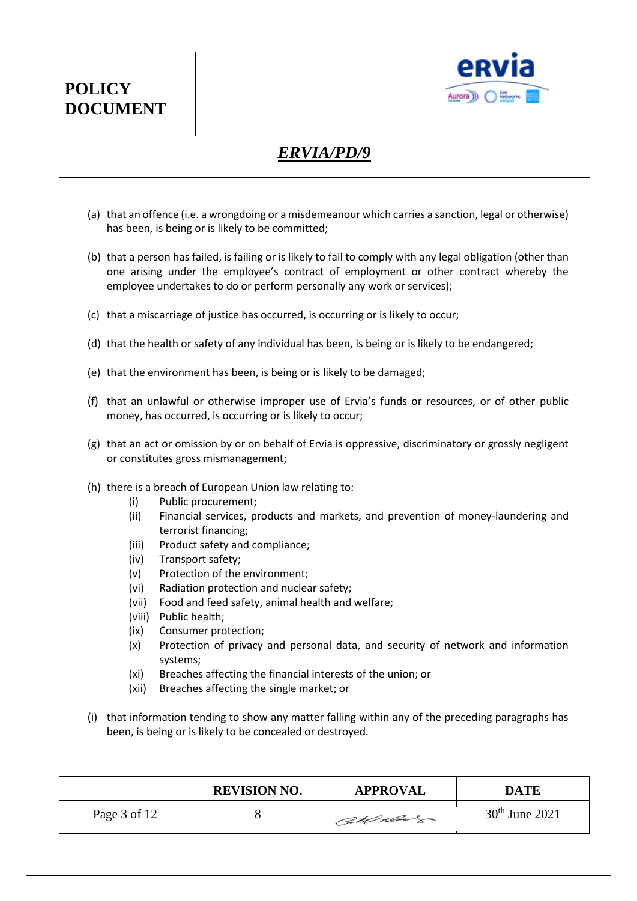(a) that an offence (i.e. a wrongdoing or a misdemeanour which carries a sanction, legal or otherwise) has been, is being or is likely to be committed;

(b) that a person has failed, is failing or is likely to fail to comply with any legal obligation (other than one arising under the employee's contract of employment or other contract whereby the employee undertakes to do or perform personally any work or services);

(c) that a miscarriage of justice has occurred, is occurring or is likely to occur;

(d) that the health or safety of any individual has been, is being or is likely to be endangered;

(e) that the environment has been, is being or is likely to be damaged;

(f) that an unlawful or otherwise improper use of Ervia's funds or resources, or of other public money, has occurred, is occurring or is likely to occur;

(g) that an act or omission by or on behalf of Ervia is oppressive, discriminatory or grossly negligent or constitutes gross mismanagement;

(h) there is a breach of European Union law relating to:
   - (i) Public procurement;
   - (ii) Financial services, products and markets, and prevention of money-laundering and terrorist financing;
   - (iii) Product safety and compliance;
   - (iv) Transport safety;
   - (v) Protection of the environment;
   - (vi) Radiation protection and nuclear safety;
   - (vii) Food and feed safety, animal health and welfare;
   - (viii) Public health;
   - (ix) Consumer protection;
   - (x) Protection of privacy and personal data, and security of network and information systems;
   - (xi) Breaches affecting the financial interests of the union; or
   - (xii) Breaches affecting the single market; or

(i) that information tending to show any matter falling within any of the preceding paragraphs has been, is being or is likely to be concealed or destroyed.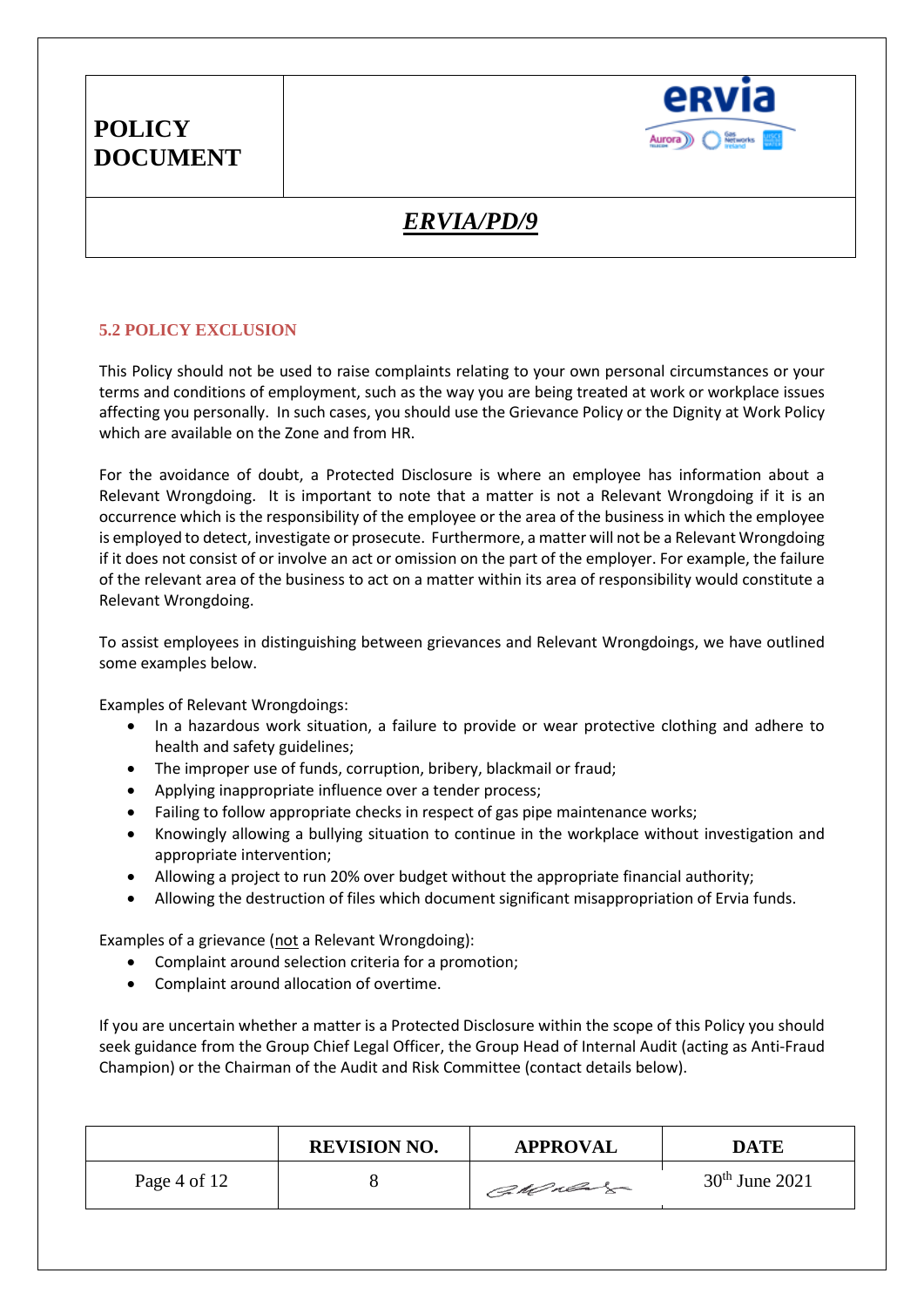### 5.2 POLICY EXCLUSION

This Policy should not be used to raise complaints relating to your own personal circumstances or your terms and conditions of employment, such as the way you are being treated at work or workplace issues affecting you personally. In such cases, you should use the Grievance Policy or the Dignity at Work Policy which are available on the Zone and from HR.

For the avoidance of doubt, a Protected Disclosure is where an employee has information about a Relevant Wrongdoing. It is important to note that a matter is not a Relevant Wrongdoing if it is an occurrence which is the responsibility of the employee or the area of the business in which the employee is employed to detect, investigate or prosecute. Furthermore, a matter will not be a Relevant Wrongdoing if it does not consist of or involve an act or omission on the part of the employer. For example, the failure of the relevant area of the business to act on a matter within its area of responsibility would constitute a Relevant Wrongdoing.

To assist employees in distinguishing between grievances and Relevant Wrongdoings, we have outlined some examples below.

Examples of Relevant Wrongdoings:

- In a hazardous work situation, a failure to provide or wear protective clothing and adhere to health and safety guidelines;
- The improper use of funds, corruption, bribery, blackmail or fraud;
- Applying inappropriate influence over a tender process;
- Failing to follow appropriate checks in respect of gas pipe maintenance works;
- Knowingly allowing a bullying situation to continue in the workplace without investigation and appropriate intervention;
- Allowing a project to run 20% over budget without the appropriate financial authority;
- Allowing the destruction of files which document significant misappropriation of Ervia funds.

Examples of a grievance (not a Relevant Wrongdoing):

- Complaint around selection criteria for a promotion;
- Complaint around allocation of overtime.

If you are uncertain whether a matter is a Protected Disclosure within the scope of this Policy you should seek guidance from the Group Chief Legal Officer, the Group Head of Internal Audit (acting as Anti-Fraud Champion) or the Chairman of the Audit and Risk Committee (contact details below).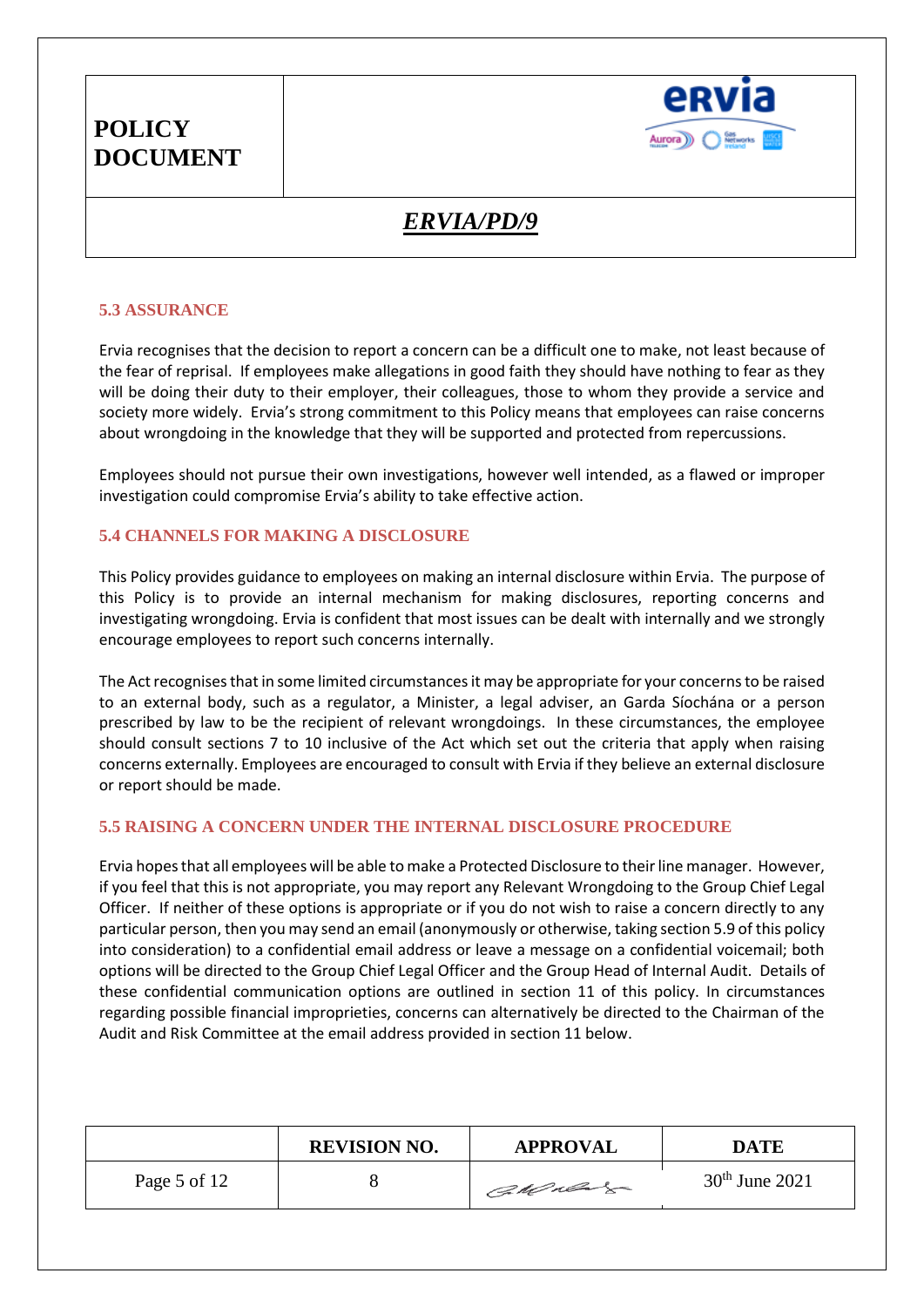### 5.3 ASSURANCE

Ervia recognises that the decision to report a concern can be a difficult one to make, not least because of the fear of reprisal. If employees make allegations in good faith they should have nothing to fear as they will be doing their duty to their employer, their colleagues, those to whom they provide a service and society more widely. Ervia's strong commitment to this Policy means that employees can raise concerns about wrongdoing in the knowledge that they will be supported and protected from repercussions.

Employees should not pursue their own investigations, however well intended, as a flawed or improper investigation could compromise Ervia's ability to take effective action.

### 5.4 CHANNELS FOR MAKING A DISCLOSURE

This Policy provides guidance to employees on making an internal disclosure within Ervia. The purpose of this Policy is to provide an internal mechanism for making disclosures, reporting concerns and investigating wrongdoing. Ervia is confident that most issues can be dealt with internally and we strongly encourage employees to report such concerns internally.

The Act recognises that in some limited circumstances it may be appropriate for your concerns to be raised to an external body, such as a regulator, a Minister, a legal adviser, an Garda Síochána or a person prescribed by law to be the recipient of relevant wrongdoings. In these circumstances, the employee should consult sections 7 to 10 inclusive of the Act which set out the criteria that apply when raising concerns externally. Employees are encouraged to consult with Ervia if they believe an external disclosure or report should be made.

### 5.5 RAISING A CONCERN UNDER THE INTERNAL DISCLOSURE PROCEDURE

Ervia hopes that all employees will be able to make a Protected Disclosure to their line manager. However, if you feel that this is not appropriate, you may report any Relevant Wrongdoing to the Group Chief Legal Officer. If neither of these options is appropriate or if you do not wish to raise a concern directly to any particular person, then you may send an email (anonymously or otherwise, taking section 5.9 of this policy into consideration) to a confidential email address or leave a message on a confidential voicemail; both options will be directed to the Group Chief Legal Officer and the Group Head of Internal Audit. Details of these confidential communication options are outlined in section 11 of this policy. In circumstances regarding possible financial improprieties, concerns can alternatively be directed to the Chairman of the Audit and Risk Committee at the email address provided in section 11 below.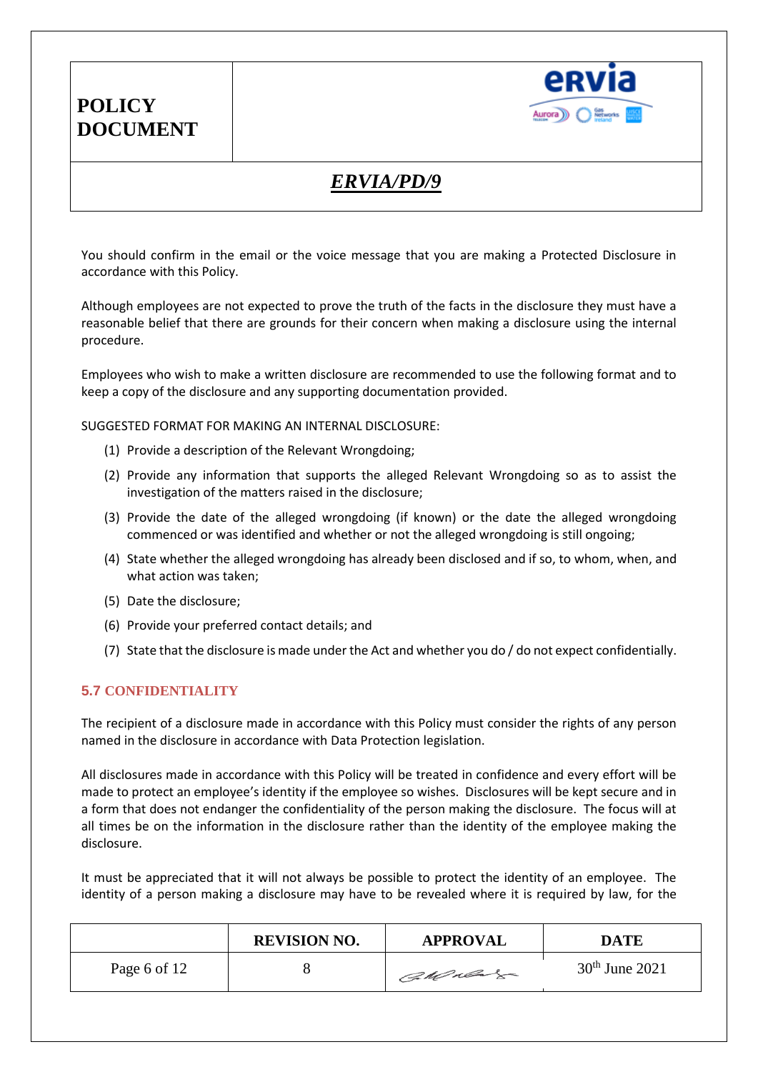You should confirm in the email or the voice message that you are making a Protected Disclosure in accordance with this Policy.

Although employees are not expected to prove the truth of the facts in the disclosure they must have a reasonable belief that there are grounds for their concern when making a disclosure using the internal procedure.

Employees who wish to make a written disclosure are recommended to use the following format and to keep a copy of the disclosure and any supporting documentation provided.

SUGGESTED FORMAT FOR MAKING AN INTERNAL DISCLOSURE:

(1) Provide a description of the Relevant Wrongdoing;

(2) Provide any information that supports the alleged Relevant Wrongdoing so as to assist the investigation of the matters raised in the disclosure;

(3) Provide the date of the alleged wrongdoing (if known) or the date the alleged wrongdoing commenced or was identified and whether or not the alleged wrongdoing is still ongoing;

(4) State whether the alleged wrongdoing has already been disclosed and if so, to whom, when, and what action was taken;

(5) Date the disclosure;

(6) Provide your preferred contact details; and

(7) State that the disclosure is made under the Act and whether you do / do not expect confidentially.

### 5.7 CONFIDENTIALITY

The recipient of a disclosure made in accordance with this Policy must consider the rights of any person named in the disclosure in accordance with Data Protection legislation.

All disclosures made in accordance with this Policy will be treated in confidence and every effort will be made to protect an employee's identity if the employee so wishes. Disclosures will be kept secure and in a form that does not endanger the confidentiality of the person making the disclosure. The focus will at all times be on the information in the disclosure rather than the identity of the employee making the disclosure.

It must be appreciated that it will not always be possible to protect the identity of an employee. The identity of a person making a disclosure may have to be revealed where it is required by law, for the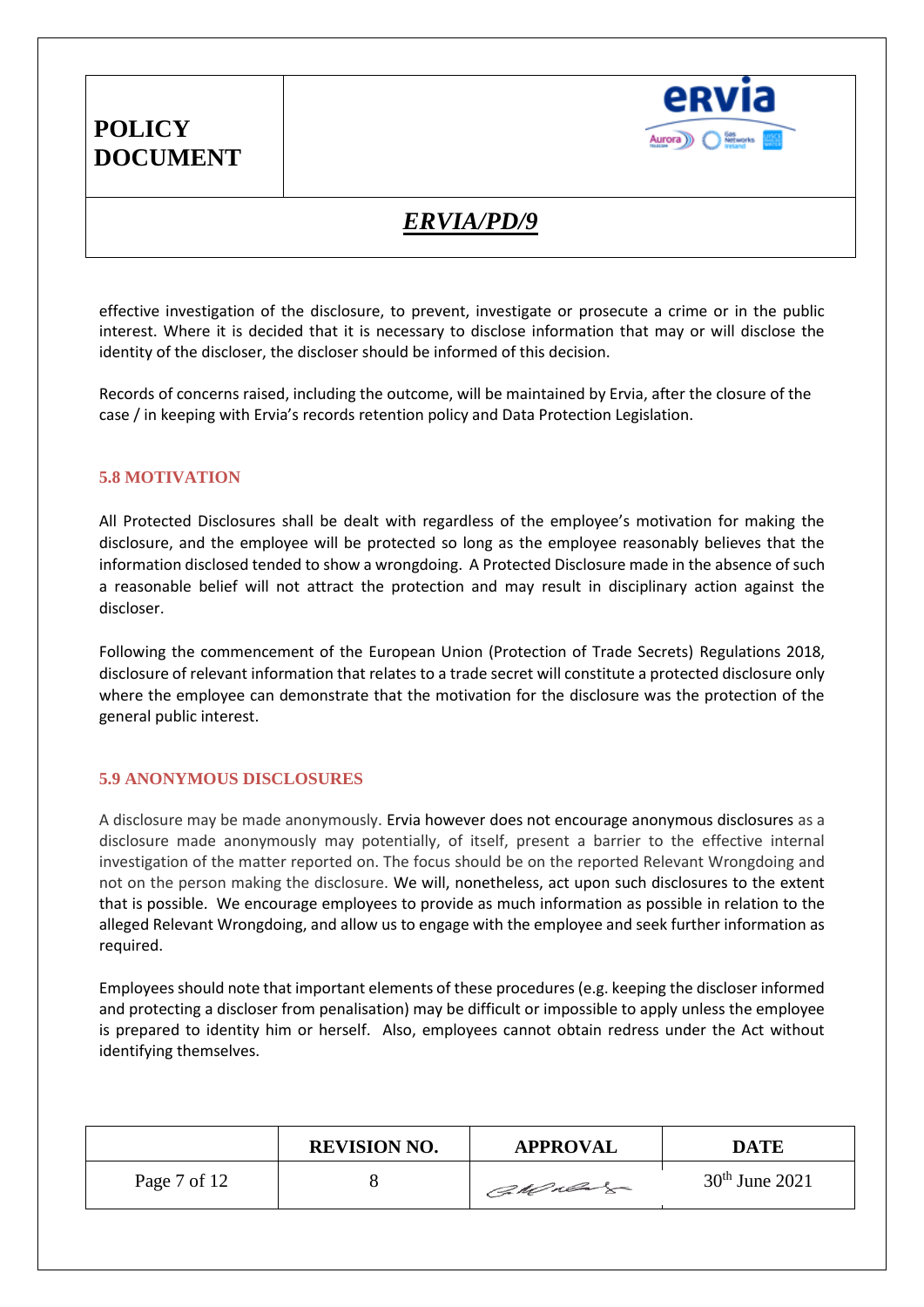effective investigation of the disclosure, to prevent, investigate or prosecute a crime or in the public interest. Where it is decided that it is necessary to disclose information that may or will disclose the identity of the discloser, the discloser should be informed of this decision.

Records of concerns raised, including the outcome, will be maintained by Ervia, after the closure of the case / in keeping with Ervia's records retention policy and Data Protection Legislation.

### 5.8 MOTIVATION

All Protected Disclosures shall be dealt with regardless of the employee's motivation for making the disclosure, and the employee will be protected so long as the employee reasonably believes that the information disclosed tended to show a wrongdoing. A Protected Disclosure made in the absence of such a reasonable belief will not attract the protection and may result in disciplinary action against the discloser.

Following the commencement of the European Union (Protection of Trade Secrets) Regulations 2018, disclosure of relevant information that relates to a trade secret will constitute a protected disclosure only where the employee can demonstrate that the motivation for the disclosure was the protection of the general public interest.

### 5.9 ANONYMOUS DISCLOSURES

A disclosure may be made anonymously. Ervia however does not encourage anonymous disclosures as a disclosure made anonymously may potentially, of itself, present a barrier to the effective internal investigation of the matter reported on. The focus should be on the reported Relevant Wrongdoing and not on the person making the disclosure. We will, nonetheless, act upon such disclosures to the extent that is possible. We encourage employees to provide as much information as possible in relation to the alleged Relevant Wrongdoing, and allow us to engage with the employee and seek further information as required.

Employees should note that important elements of these procedures (e.g. keeping the discloser informed and protecting a discloser from penalisation) may be difficult or impossible to apply unless the employee is prepared to identity him or herself. Also, employees cannot obtain redress under the Act without identifying themselves.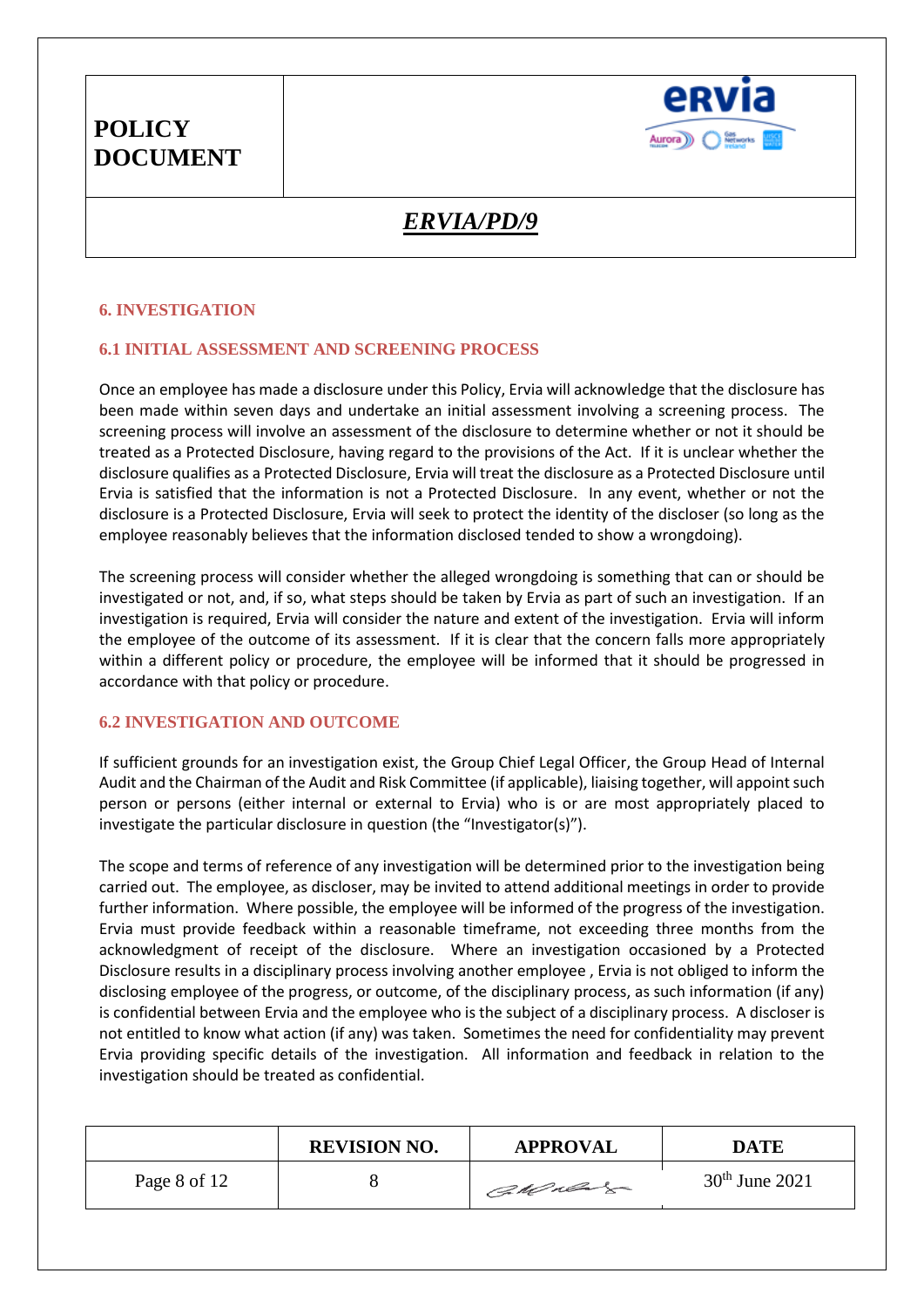## 6. INVESTIGATION

### 6.1 INITIAL ASSESSMENT AND SCREENING PROCESS

Once an employee has made a disclosure under this Policy, Ervia will acknowledge that the disclosure has been made within seven days and undertake an initial assessment involving a screening process. The screening process will involve an assessment of the disclosure to determine whether or not it should be treated as a Protected Disclosure, having regard to the provisions of the Act. If it is unclear whether the disclosure qualifies as a Protected Disclosure, Ervia will treat the disclosure as a Protected Disclosure until Ervia is satisfied that the information is not a Protected Disclosure. In any event, whether or not the disclosure is a Protected Disclosure, Ervia will seek to protect the identity of the discloser (so long as the employee reasonably believes that the information disclosed tended to show a wrongdoing).

The screening process will consider whether the alleged wrongdoing is something that can or should be investigated or not, and, if so, what steps should be taken by Ervia as part of such an investigation. If an investigation is required, Ervia will consider the nature and extent of the investigation. Ervia will inform the employee of the outcome of its assessment. If it is clear that the concern falls more appropriately within a different policy or procedure, the employee will be informed that it should be progressed in accordance with that policy or procedure.

### 6.2 INVESTIGATION AND OUTCOME

If sufficient grounds for an investigation exist, the Group Chief Legal Officer, the Group Head of Internal Audit and the Chairman of the Audit and Risk Committee (if applicable), liaising together, will appoint such person or persons (either internal or external to Ervia) who is or are most appropriately placed to investigate the particular disclosure in question (the "Investigator(s)").

The scope and terms of reference of any investigation will be determined prior to the investigation being carried out. The employee, as discloser, may be invited to attend additional meetings in order to provide further information. Where possible, the employee will be informed of the progress of the investigation. Ervia must provide feedback within a reasonable timeframe, not exceeding three months from the acknowledgment of receipt of the disclosure. Where an investigation occasioned by a Protected Disclosure results in a disciplinary process involving another employee , Ervia is not obliged to inform the disclosing employee of the progress, or outcome, of the disciplinary process, as such information (if any) is confidential between Ervia and the employee who is the subject of a disciplinary process. A discloser is not entitled to know what action (if any) was taken. Sometimes the need for confidentiality may prevent Ervia providing specific details of the investigation. All information and feedback in relation to the investigation should be treated as confidential.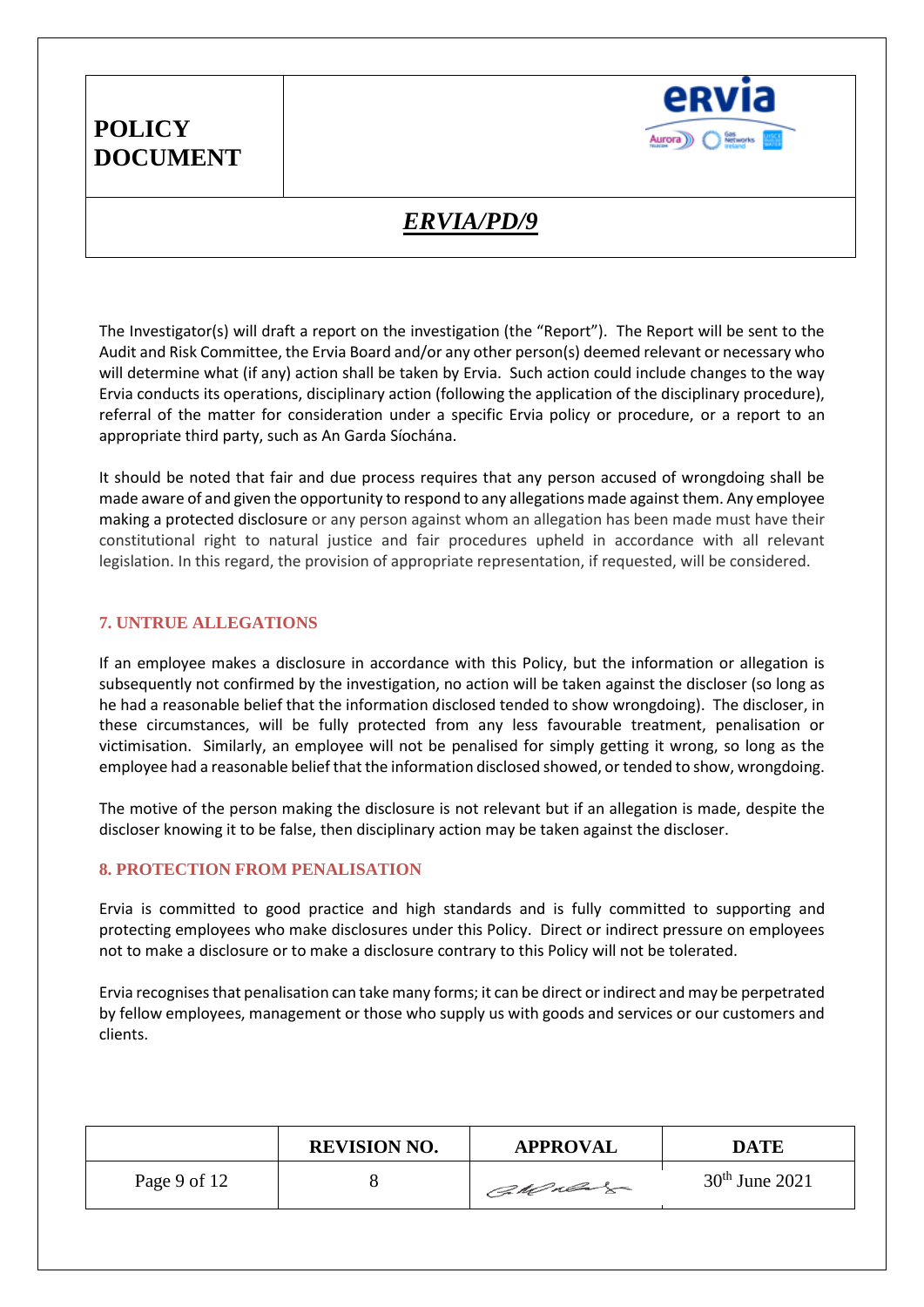The Investigator(s) will draft a report on the investigation (the "Report"). The Report will be sent to the Audit and Risk Committee, the Ervia Board and/or any other person(s) deemed relevant or necessary who will determine what (if any) action shall be taken by Ervia. Such action could include changes to the way Ervia conducts its operations, disciplinary action (following the application of the disciplinary procedure), referral of the matter for consideration under a specific Ervia policy or procedure, or a report to an appropriate third party, such as An Garda Síochána.

It should be noted that fair and due process requires that any person accused of wrongdoing shall be made aware of and given the opportunity to respond to any allegations made against them. Any employee making a protected disclosure or any person against whom an allegation has been made must have their constitutional right to natural justice and fair procedures upheld in accordance with all relevant legislation. In this regard, the provision of appropriate representation, if requested, will be considered.

## 7. UNTRUE ALLEGATIONS

If an employee makes a disclosure in accordance with this Policy, but the information or allegation is subsequently not confirmed by the investigation, no action will be taken against the discloser (so long as he had a reasonable belief that the information disclosed tended to show wrongdoing). The discloser, in these circumstances, will be fully protected from any less favourable treatment, penalisation or victimisation. Similarly, an employee will not be penalised for simply getting it wrong, so long as the employee had a reasonable belief that the information disclosed showed, or tended to show, wrongdoing.

The motive of the person making the disclosure is not relevant but if an allegation is made, despite the discloser knowing it to be false, then disciplinary action may be taken against the discloser.

## 8. PROTECTION FROM PENALISATION

Ervia is committed to good practice and high standards and is fully committed to supporting and protecting employees who make disclosures under this Policy. Direct or indirect pressure on employees not to make a disclosure or to make a disclosure contrary to this Policy will not be tolerated.

Ervia recognises that penalisation can take many forms; it can be direct or indirect and may be perpetrated by fellow employees, management or those who supply us with goods and services or our customers and clients.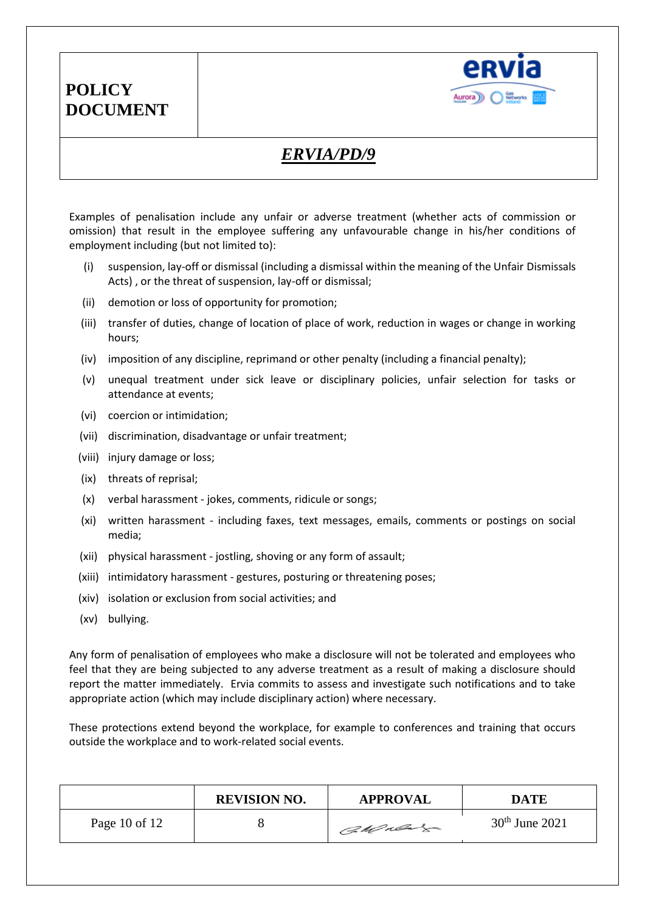Examples of penalisation include any unfair or adverse treatment (whether acts of commission or omission) that result in the employee suffering any unfavourable change in his/her conditions of employment including (but not limited to):

- (i) suspension, lay-off or dismissal (including a dismissal within the meaning of the Unfair Dismissals Acts) , or the threat of suspension, lay-off or dismissal;
- (ii) demotion or loss of opportunity for promotion;
- (iii) transfer of duties, change of location of place of work, reduction in wages or change in working hours;
- (iv) imposition of any discipline, reprimand or other penalty (including a financial penalty);
- (v) unequal treatment under sick leave or disciplinary policies, unfair selection for tasks or attendance at events;
- (vi) coercion or intimidation;
- (vii) discrimination, disadvantage or unfair treatment;
- (viii) injury damage or loss;
- (ix) threats of reprisal;
- (x) verbal harassment - jokes, comments, ridicule or songs;
- (xi) written harassment - including faxes, text messages, emails, comments or postings on social media;
- (xii) physical harassment - jostling, shoving or any form of assault;
- (xiii) intimidatory harassment - gestures, posturing or threatening poses;
- (xiv) isolation or exclusion from social activities; and
- (xv) bullying.

Any form of penalisation of employees who make a disclosure will not be tolerated and employees who feel that they are being subjected to any adverse treatment as a result of making a disclosure should report the matter immediately. Ervia commits to assess and investigate such notifications and to take appropriate action (which may include disciplinary action) where necessary.

These protections extend beyond the workplace, for example to conferences and training that occurs outside the workplace and to work-related social events.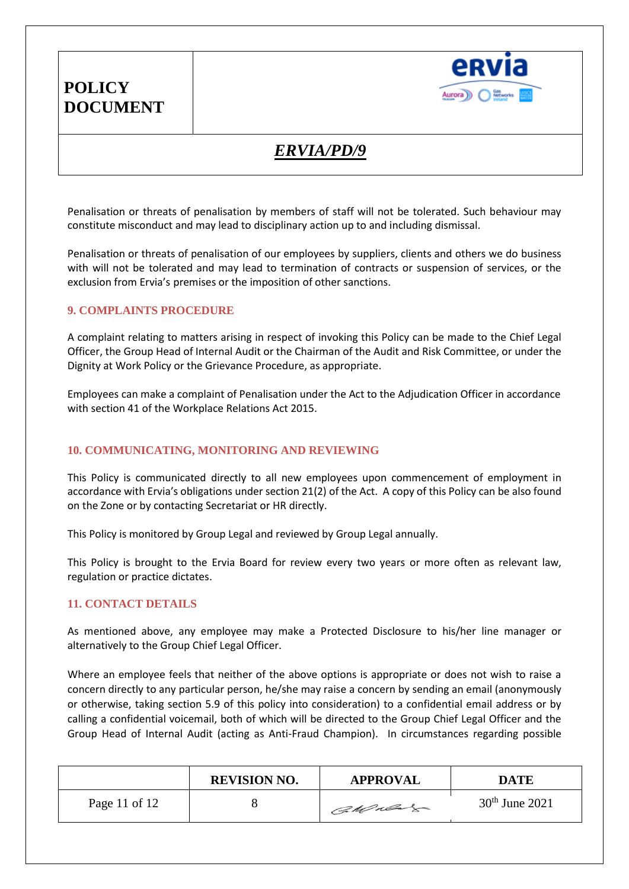Penalisation or threats of penalisation by members of staff will not be tolerated. Such behaviour may constitute misconduct and may lead to disciplinary action up to and including dismissal.

Penalisation or threats of penalisation of our employees by suppliers, clients and others we do business with will not be tolerated and may lead to termination of contracts or suspension of services, or the exclusion from Ervia's premises or the imposition of other sanctions.

## 9. COMPLAINTS PROCEDURE

A complaint relating to matters arising in respect of invoking this Policy can be made to the Chief Legal Officer, the Group Head of Internal Audit or the Chairman of the Audit and Risk Committee, or under the Dignity at Work Policy or the Grievance Procedure, as appropriate.

Employees can make a complaint of Penalisation under the Act to the Adjudication Officer in accordance with section 41 of the Workplace Relations Act 2015.

## 10. COMMUNICATING, MONITORING AND REVIEWING

This Policy is communicated directly to all new employees upon commencement of employment in accordance with Ervia's obligations under section 21(2) of the Act. A copy of this Policy can be also found on the Zone or by contacting Secretariat or HR directly.

This Policy is monitored by Group Legal and reviewed by Group Legal annually.

This Policy is brought to the Ervia Board for review every two years or more often as relevant law, regulation or practice dictates.

## 11. CONTACT DETAILS

As mentioned above, any employee may make a Protected Disclosure to his/her line manager or alternatively to the Group Chief Legal Officer.

Where an employee feels that neither of the above options is appropriate or does not wish to raise a concern directly to any particular person, he/she may raise a concern by sending an email (anonymously or otherwise, taking section 5.9 of this policy into consideration) to a confidential email address or by calling a confidential voicemail, both of which will be directed to the Group Chief Legal Officer and the Group Head of Internal Audit (acting as Anti-Fraud Champion). In circumstances regarding possible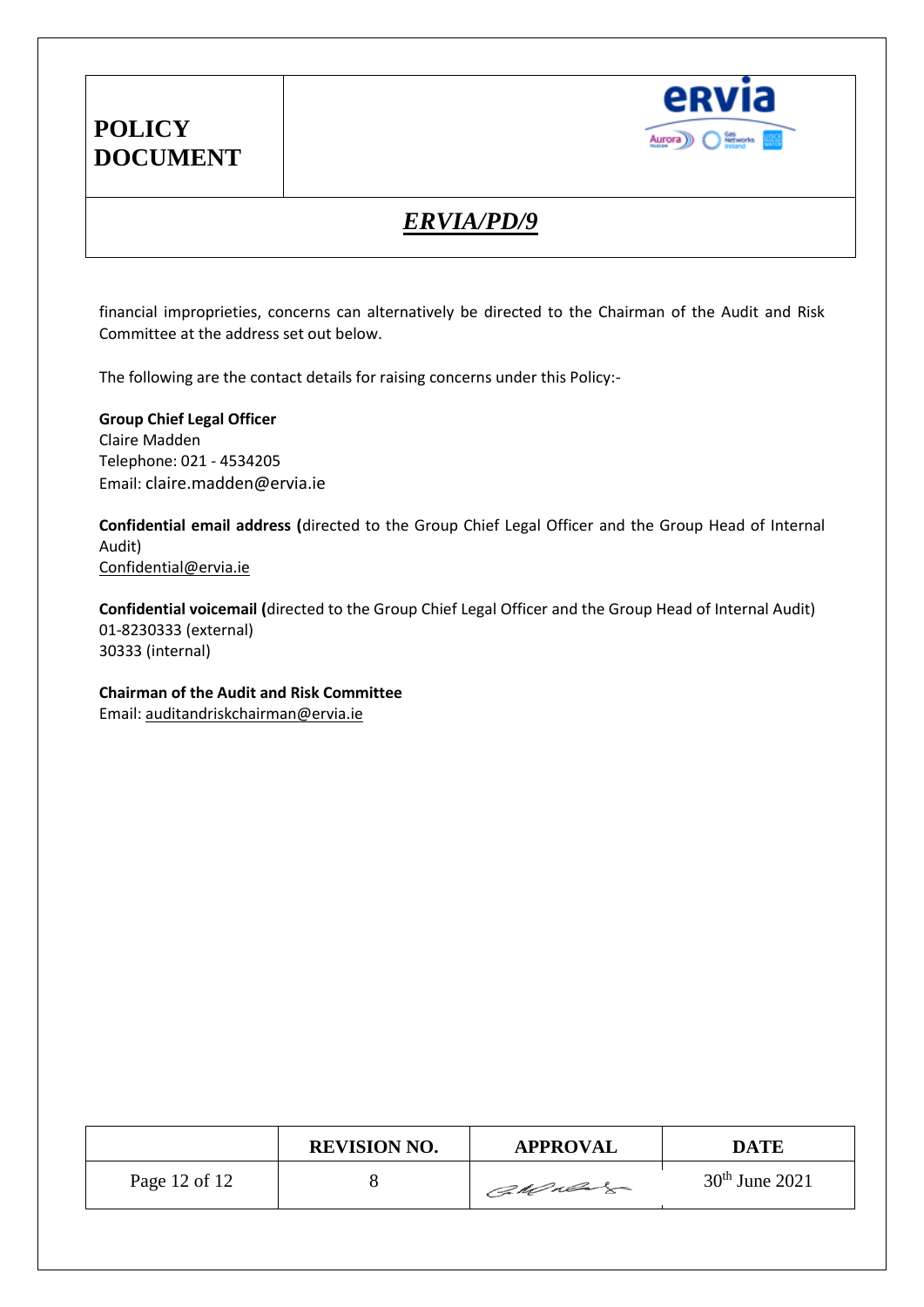financial improprieties, concerns can alternatively be directed to the Chairman of the Audit and Risk Committee at the address set out below.

The following are the contact details for raising concerns under this Policy:-

**Group Chief Legal Officer**
Claire Madden
Telephone: 021 - 4534205
Email: claire.madden@ervia.ie

**Confidential email address (**directed to the Group Chief Legal Officer and the Group Head of Internal Audit)
Confidential@ervia.ie

**Confidential voicemail (**directed to the Group Chief Legal Officer and the Group Head of Internal Audit)
01-8230333 (external)
30333 (internal)

**Chairman of the Audit and Risk Committee**
Email: auditandriskchairman@ervia.ie